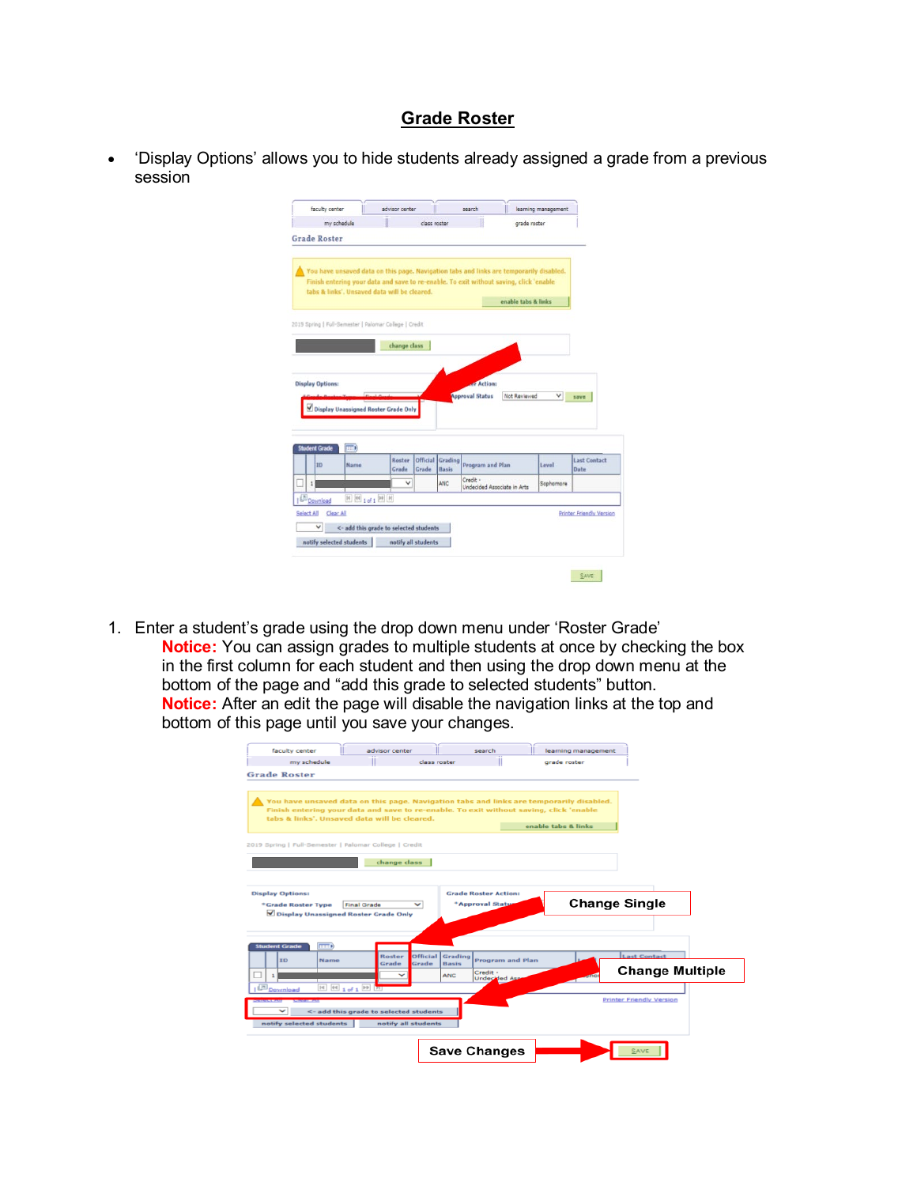# Grade Roster

- 'Display Options' allows you to hide students already assigned a grade from a previous session

1. Enter a student's grade using the drop down menu under 'Roster Grade'
   **Notice:** You can assign grades to multiple students at once by checking the box in the first column for each student and then using the drop down menu at the bottom of the page and "add this grade to selected students" button.
   **Notice:** After an edit the page will disable the navigation links at the top and bottom of this page until you save your changes.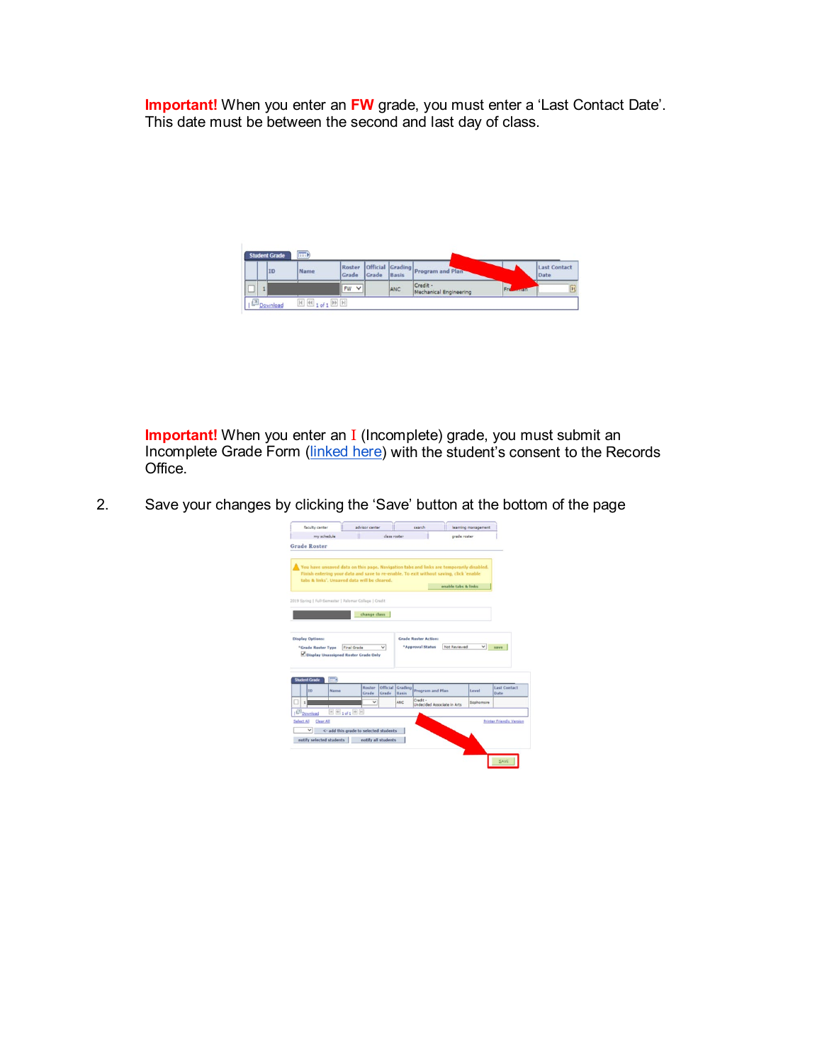**Important!** When you enter an **FW** grade, you must enter a 'Last Contact Date'. This date must be between the second and last day of class.

**Important!** When you enter an I (Incomplete) grade, you must submit an Incomplete Grade Form (linked here) with the student's consent to the Records Office.

2. Save your changes by clicking the 'Save' button at the bottom of the page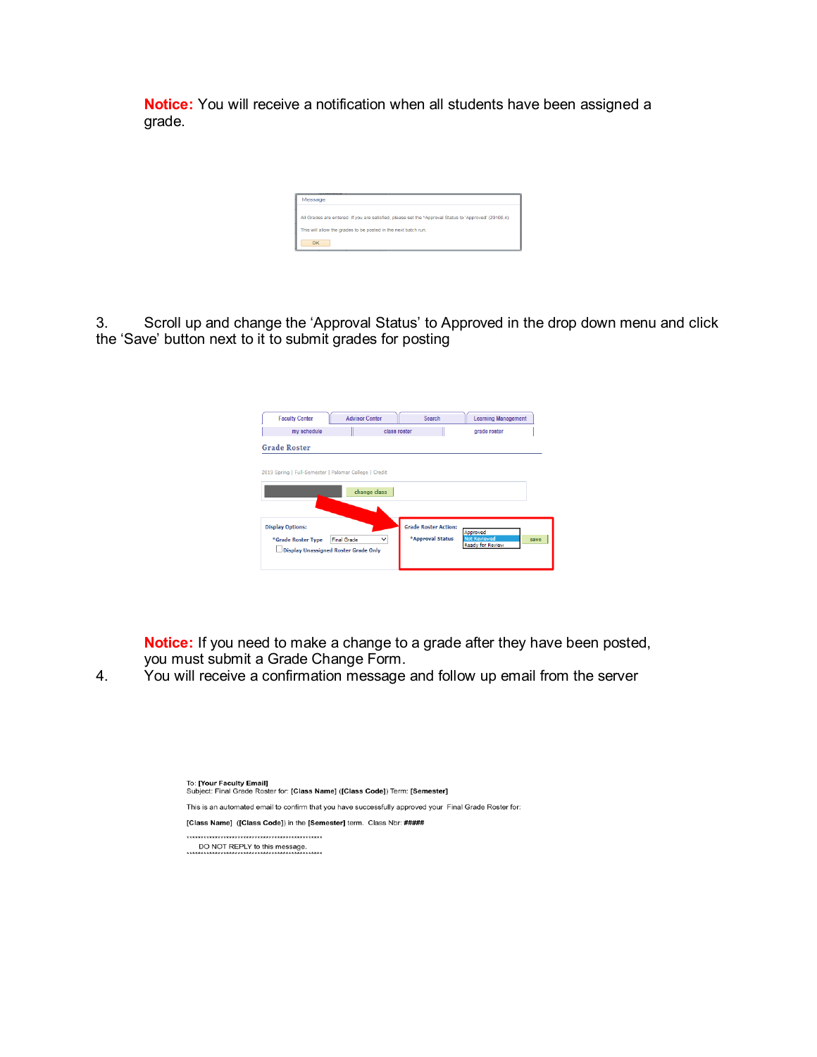**Notice:** You will receive a notification when all students have been assigned a grade.

Message

All Grades are entered. If you are satisfied, please set the *Approval Status to 'Approved' (20100,4)

This will allow the grades to be posted in the next batch run.

OK

3. Scroll up and change the 'Approval Status' to Approved in the drop down menu and click the 'Save' button next to it to submit grades for posting

Faculty Center | Advisor Center | Search | Learning Management

my schedule | class roster | grade roster

Grade Roster

2019 Spring | Full-Semester | Palomar College | Credit

change class

Display Options:

*Grade Roster Type Final Grade

Display Unassigned Roster Grade Only

Grade Roster Action:

*Approval Status Approved / Not Reviewed / Ready for Review save

**Notice:** If you need to make a change to a grade after they have been posted, you must submit a Grade Change Form.

4. You will receive a confirmation message and follow up email from the server

To: **[Your Faculty Email]**
Subject: Final Grade Roster for: **[Class Name]** (**[Class Code]**) Term: **[Semester]**

This is an automated email to confirm that you have successfully approved your Final Grade Roster for:

**[Class Name]** (**[Class Code]**) in the **[Semester]** term. Class Nbr: **#####**

\*\*\*\*\*\*\*\*\*\*\*\*\*\*\*\*\*\*\*\*\*\*\*\*\*\*\*\*\*\*\*\*\*\*\*\*\*\*\*\*\*\*\*\*\*\*\*\*\*\*\*\*\*\*

DO NOT REPLY to this message.

\*\*\*\*\*\*\*\*\*\*\*\*\*\*\*\*\*\*\*\*\*\*\*\*\*\*\*\*\*\*\*\*\*\*\*\*\*\*\*\*\*\*\*\*\*\*\*\*\*\*\*\*\*\*